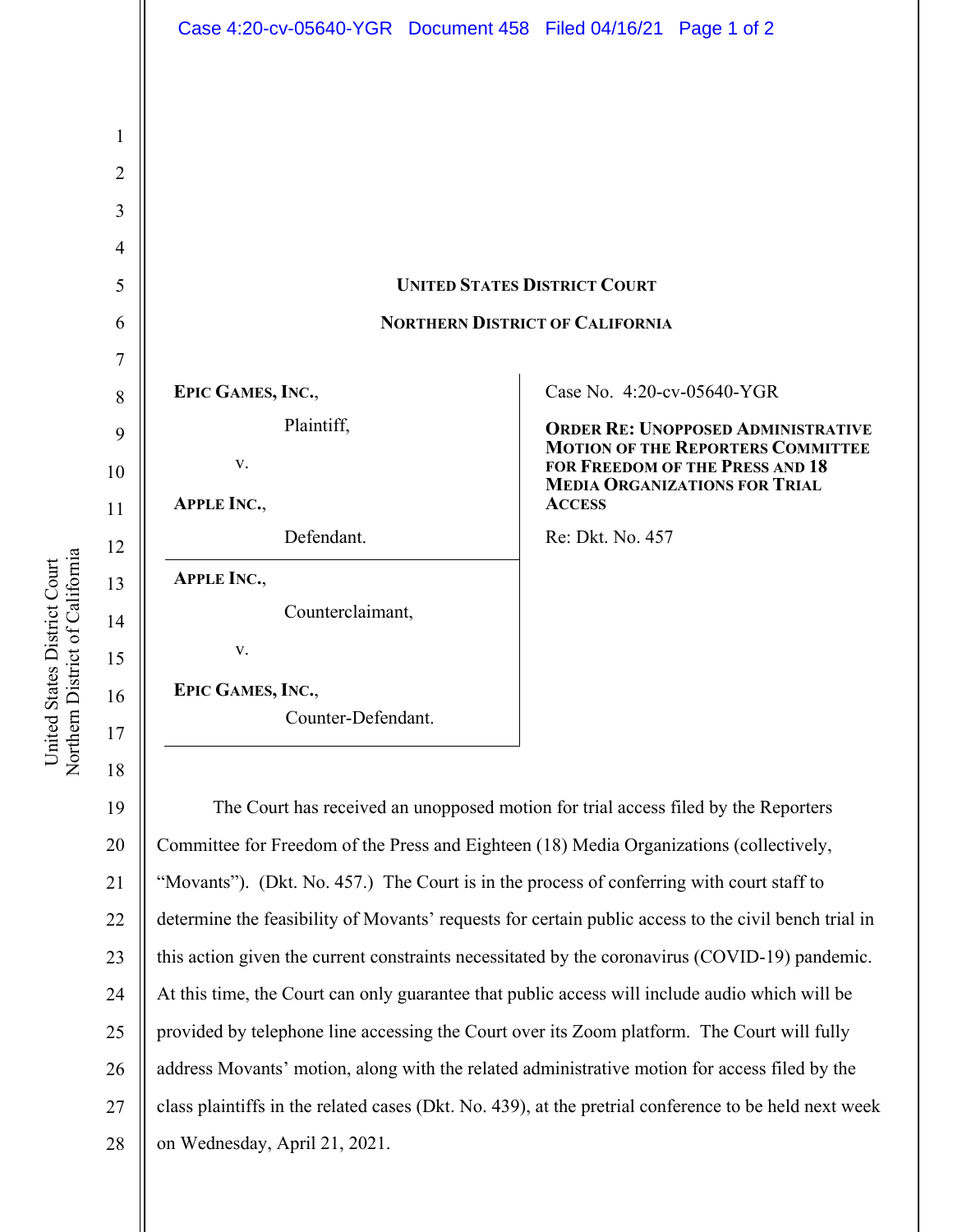UNITED STATES DISTRICT COURT

NORTHERN DISTRICT OF CALIFORNIA

| | |
|---|---|
| **EPIC GAMES, INC.**,<br>Plaintiff,<br>v.<br>**APPLE INC.**,<br>Defendant. | Case No. 4:20-cv-05640-YGR<br>**ORDER RE: UNOPPOSED ADMINISTRATIVE MOTION OF THE REPORTERS COMMITTEE FOR FREEDOM OF THE PRESS AND 18 MEDIA ORGANIZATIONS FOR TRIAL ACCESS**<br>Re: Dkt. No. 457 |
| **APPLE INC.**,<br>Counterclaimant,<br>v.<br>**EPIC GAMES, INC.**,<br>Counter-Defendant. | |

The Court has received an unopposed motion for trial access filed by the Reporters Committee for Freedom of the Press and Eighteen (18) Media Organizations (collectively, "Movants"). (Dkt. No. 457.) The Court is in the process of conferring with court staff to determine the feasibility of Movants' requests for certain public access to the civil bench trial in this action given the current constraints necessitated by the coronavirus (COVID-19) pandemic. At this time, the Court can only guarantee that public access will include audio which will be provided by telephone line accessing the Court over its Zoom platform. The Court will fully address Movants' motion, along with the related administrative motion for access filed by the class plaintiffs in the related cases (Dkt. No. 439), at the pretrial conference to be held next week on Wednesday, April 21, 2021.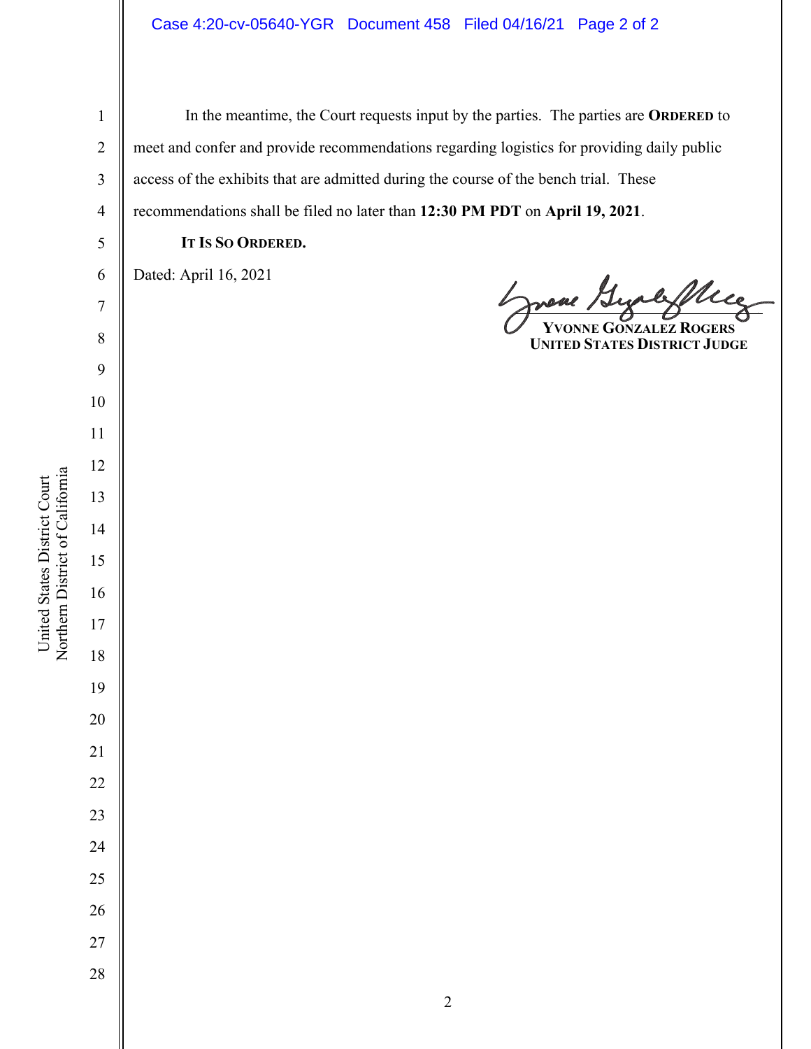In the meantime, the Court requests input by the parties. The parties are **ORDERED** to meet and confer and provide recommendations regarding logistics for providing daily public access of the exhibits that are admitted during the course of the bench trial. These recommendations shall be filed no later than **12:30 PM PDT** on **April 19, 2021**.

**IT IS SO ORDERED.**

Dated: April 16, 2021

**YVONNE GONZALEZ ROGERS**
**UNITED STATES DISTRICT JUDGE**